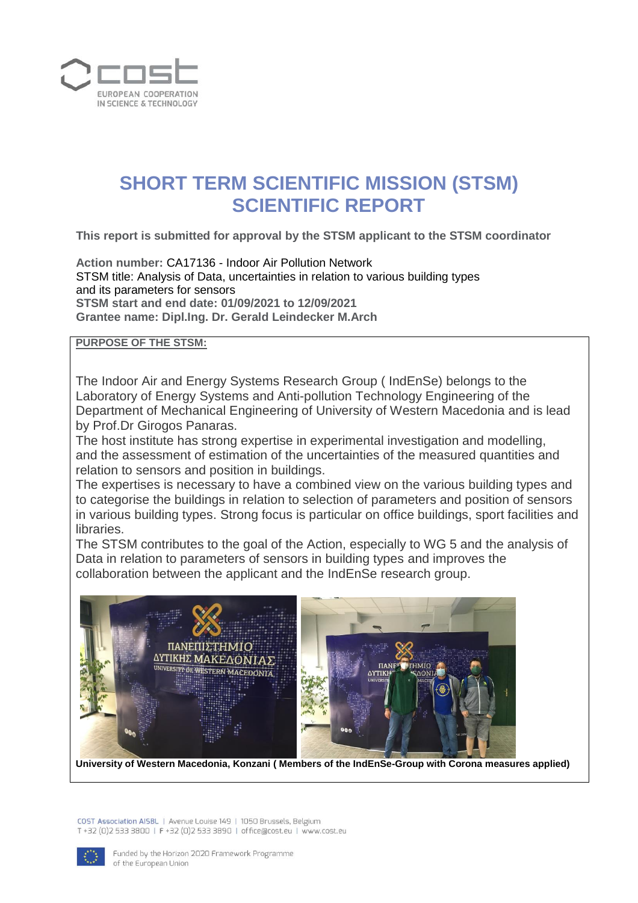# SHORT TERM SCIENTIFIC MISSION (STSM) SCIENTIFIC REPORT

**This report is submitted for approval by the STSM applicant to the STSM coordinator**

**Action number:** CA17136 - Indoor Air Pollution Network
STSM title: Analysis of Data, uncertainties in relation to various building types and its parameters for sensors
**STSM start and end date: 01/09/2021 to 12/09/2021**
**Grantee name: Dipl.Ing. Dr. Gerald Leindecker M.Arch**

**PURPOSE OF THE STSM:**

The Indoor Air and Energy Systems Research Group ( IndEnSe) belongs to the Laboratory of Energy Systems and Anti-pollution Technology Engineering of the Department of Mechanical Engineering of University of Western Macedonia and is lead by Prof.Dr Girogos Panaras.

The host institute has strong expertise in experimental investigation and modelling, and the assessment of estimation of the uncertainties of the measured quantities and relation to sensors and position in buildings.

The expertises is necessary to have a combined view on the various building types and to categorise the buildings in relation to selection of parameters and position of sensors in various building types. Strong focus is particular on office buildings, sport facilities and libraries.

The STSM contributes to the goal of the Action, especially to WG 5 and the analysis of Data in relation to parameters of sensors in building types and improves the collaboration between the applicant and the IndEnSe research group.

**University of Western Macedonia, Konzani ( Members of the IndEnSe-Group with Corona measures applied)**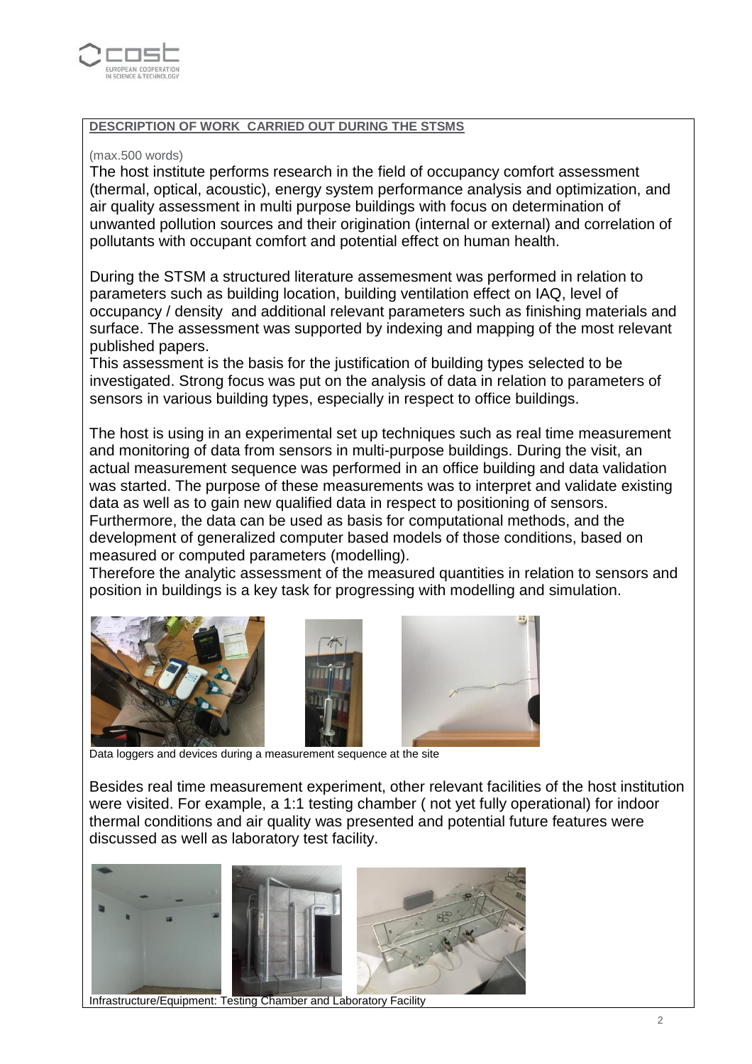**DESCRIPTION OF WORK CARRIED OUT DURING THE STSMS**

(max.500 words)

The host institute performs research in the field of occupancy comfort assessment (thermal, optical, acoustic), energy system performance analysis and optimization, and air quality assessment in multi purpose buildings with focus on determination of unwanted pollution sources and their origination (internal or external) and correlation of pollutants with occupant comfort and potential effect on human health.

During the STSM a structured literature assemesment was performed in relation to parameters such as building location, building ventilation effect on IAQ, level of occupancy / density and additional relevant parameters such as finishing materials and surface. The assessment was supported by indexing and mapping of the most relevant published papers.

This assessment is the basis for the justification of building types selected to be investigated. Strong focus was put on the analysis of data in relation to parameters of sensors in various building types, especially in respect to office buildings.

The host is using in an experimental set up techniques such as real time measurement and monitoring of data from sensors in multi-purpose buildings. During the visit, an actual measurement sequence was performed in an office building and data validation was started. The purpose of these measurements was to interpret and validate existing data as well as to gain new qualified data in respect to positioning of sensors. Furthermore, the data can be used as basis for computational methods, and the development of generalized computer based models of those conditions, based on measured or computed parameters (modelling).

Therefore the analytic assessment of the measured quantities in relation to sensors and position in buildings is a key task for progressing with modelling and simulation.

Data loggers and devices during a measurement sequence at the site

Besides real time measurement experiment, other relevant facilities of the host institution were visited. For example, a 1:1 testing chamber ( not yet fully operational) for indoor thermal conditions and air quality was presented and potential future features were discussed as well as laboratory test facility.

Infrastructure/Equipment: Testing Chamber and Laboratory Facility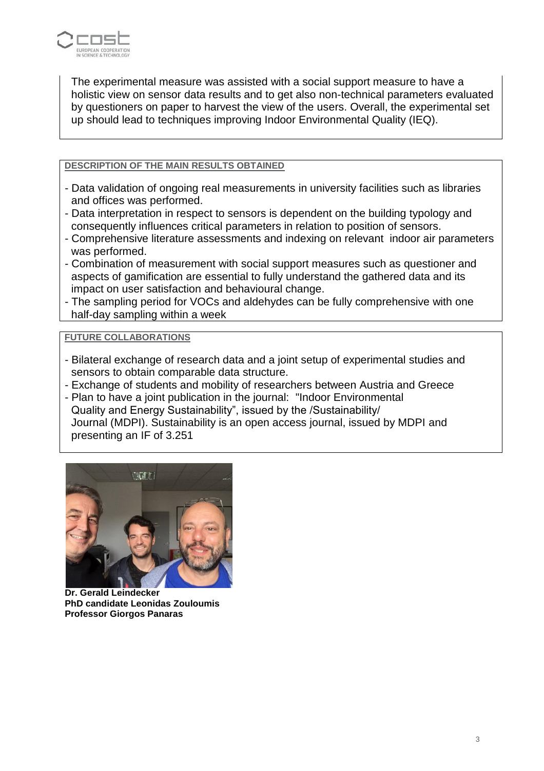The experimental measure was assisted with a social support measure to have a holistic view on sensor data results and to get also non-technical parameters evaluated by questioners on paper to harvest the view of the users. Overall, the experimental set up should lead to techniques improving Indoor Environmental Quality (IEQ).

**DESCRIPTION OF THE MAIN RESULTS OBTAINED**

- Data validation of ongoing real measurements in university facilities such as libraries and offices was performed.
- Data interpretation in respect to sensors is dependent on the building typology and consequently influences critical parameters in relation to position of sensors.
- Comprehensive literature assessments and indexing on relevant indoor air parameters was performed.
- Combination of measurement with social support measures such as questioner and aspects of gamification are essential to fully understand the gathered data and its impact on user satisfaction and behavioural change.
- The sampling period for VOCs and aldehydes can be fully comprehensive with one half-day sampling within a week

**FUTURE COLLABORATIONS**

- Bilateral exchange of research data and a joint setup of experimental studies and sensors to obtain comparable data structure.
- Exchange of students and mobility of researchers between Austria and Greece
- Plan to have a joint publication in the journal: "Indoor Environmental Quality and Energy Sustainability", issued by the /Sustainability/ Journal (MDPI). Sustainability is an open access journal, issued by MDPI and presenting an IF of 3.251

**Dr. Gerald Leindecker**
**PhD candidate Leonidas Zouloumis**
**Professor Giorgos Panaras**